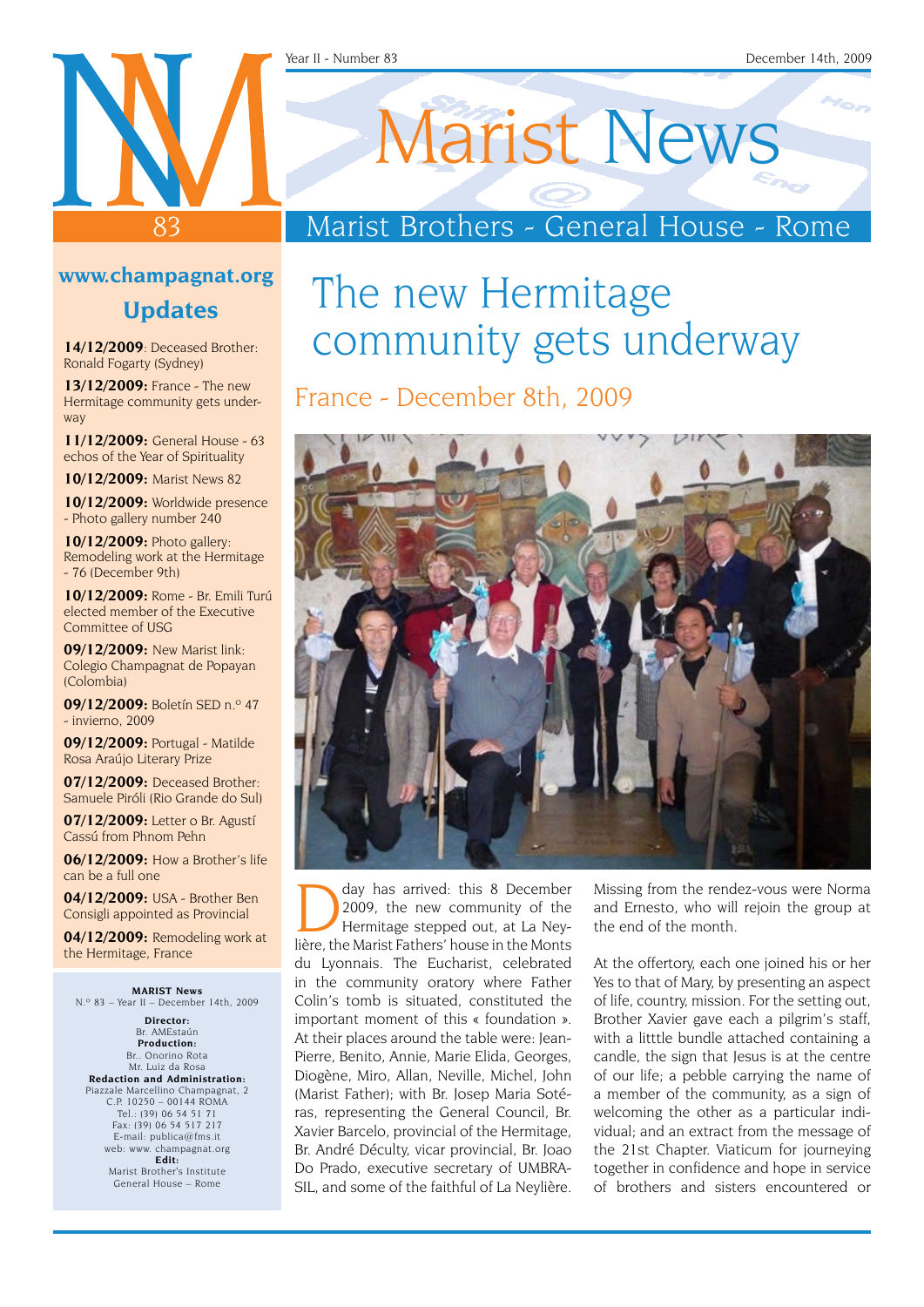# Marist News

Year II - Number 83 — December 14th, 2009

## Marist Brothers - General House - Rome

### www.champagnat.org

### Updates

**14/12/2009**: Deceased Brother: Ronald Fogarty (Sydney)

**13/12/2009:** France - The new Hermitage community gets underway

**11/12/2009:** General House - 63 echos of the Year of Spirituality

**10/12/2009:** Marist News 82

**10/12/2009:** Worldwide presence - Photo gallery number 240

**10/12/2009:** Photo gallery: Remodeling work at the Hermitage - 76 (December 9th)

**10/12/2009:** Rome - Br. Emili Turú elected member of the Executive Committee of USG

**09/12/2009:** New Marist link: Colegio Champagnat de Popayan (Colombia)

**09/12/2009:** Boletín SED n.º 47 - invierno, 2009

**09/12/2009:** Portugal - Matilde Rosa Araújo Literary Prize

**07/12/2009:** Deceased Brother: Samuele Piróli (Rio Grande do Sul)

**07/12/2009:** Letter o Br. Agustí Cassú from Phnom Pehn

**06/12/2009:** How a Brother's life can be a full one

**04/12/2009:** USA - Brother Ben Consigli appointed as Provincial

**04/12/2009:** Remodeling work at the Hermitage, France

**MARIST News**
N.º 83 – Year II – December 14th, 2009

**Director:**
Br. AMEstaún
**Production:**
Br.. Onorino Rota
Mr. Luiz da Rosa
**Redaction and Administration:**
Piazzale Marcellino Champagnat, 2
C.P. 10250 – 00144 ROMA
Tel.: (39) 06 54 51 71
Fax: (39) 06 54 517 217
E-mail: publica@fms.it
web: www. champagnat.org
**Edit:**
Marist Brother's Institute
General House – Rome

# The new Hermitage community gets underway

## France - December 8th, 2009

D day has arrived: this 8 December 2009, the new community of the Hermitage stepped out, at La Neylière, the Marist Fathers' house in the Monts du Lyonnais. The Eucharist, celebrated in the community oratory where Father Colin's tomb is situated, constituted the important moment of this « foundation ». At their places around the table were: Jean-Pierre, Benito, Annie, Marie Elida, Georges, Diogène, Miro, Allan, Neville, Michel, John (Marist Father); with Br. Josep Maria Sotéras, representing the General Council, Br. Xavier Barcelo, provincial of the Hermitage, Br. André Déculty, vicar provincial, Br. Joao Do Prado, executive secretary of UMBRASIL, and some of the faithful of La Neylière.

Missing from the rendez-vous were Norma and Ernesto, who will rejoin the group at the end of the month.

At the offertory, each one joined his or her Yes to that of Mary, by presenting an aspect of life, country, mission. For the setting out, Brother Xavier gave each a pilgrim's staff, with a litttle bundle attached containing a candle, the sign that Jesus is at the centre of our life; a pebble carrying the name of a member of the community, as a sign of welcoming the other as a particular individual; and an extract from the message of the 21st Chapter. Viaticum for journeying together in confidence and hope in service of brothers and sisters encountered or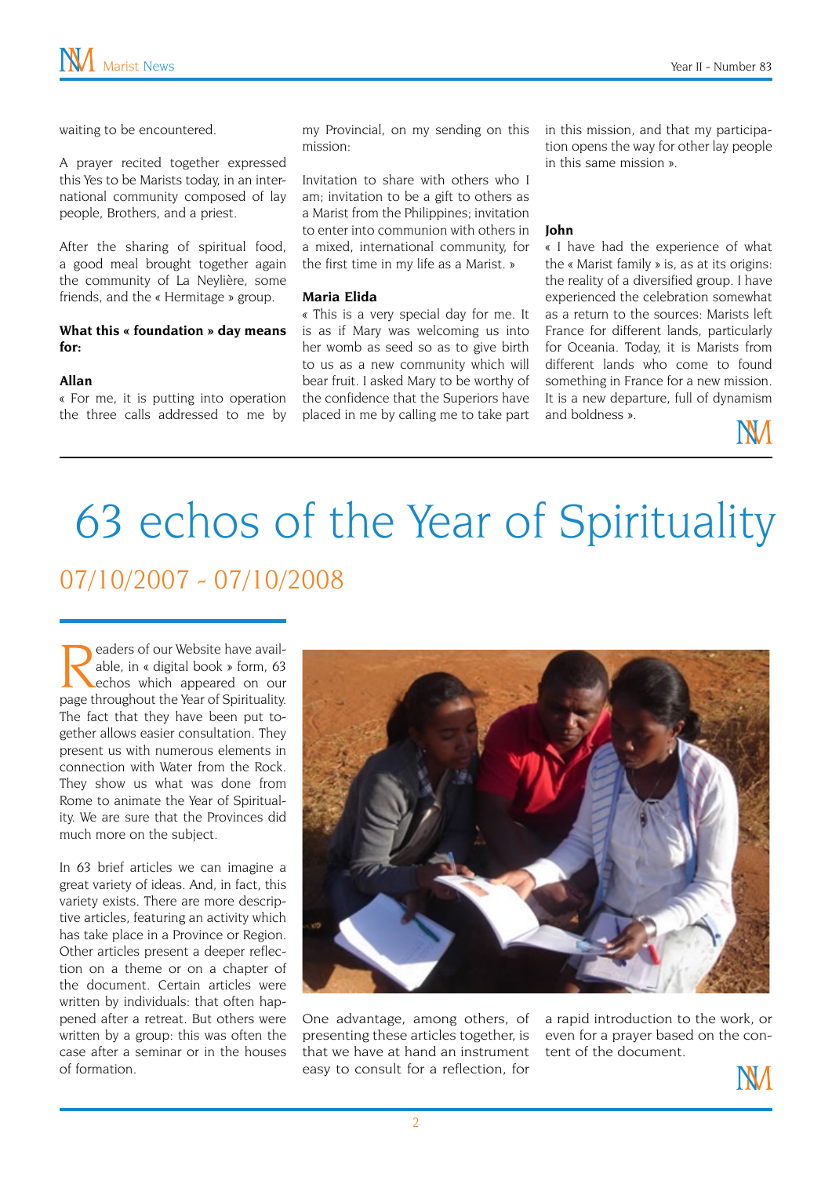waiting to be encountered.

A prayer recited together expressed this Yes to be Marists today, in an international community composed of lay people, Brothers, and a priest.

After the sharing of spiritual food, a good meal brought together again the community of La Neylière, some friends, and the « Hermitage » group.

**What this « foundation » day means for:**

**Allan**

« For me, it is putting into operation the three calls addressed to me by my Provincial, on my sending on this mission:

Invitation to share with others who I am; invitation to be a gift to others as a Marist from the Philippines; invitation to enter into communion with others in the first time in my life as a Marist. »

**Maria Elida**

« This is a very special day for me. It is as if Mary was welcoming us into her womb as seed so as to give birth to us as a new community which will bear fruit. I asked Mary to be worthy of the confidence that the Superiors have placed in me by calling me to take part in this mission, and that my participation opens the way for other lay people in this same mission ».

**John**

« I have had the experience of what the « Marist family » is, as at its origins: the reality of a diversified group. I have experienced the celebration somewhat as a return to the sources: Marists left France for different lands, particularly for Oceania. Today, it is Marists from different lands who come to found something in France for a new mission. It is a new departure, full of dynamism and boldness ».

# 63 echos of the Year of Spirituality

## 07/10/2007 - 07/10/2008

Readers of our Website have available, in « digital book » form, 63 echos which appeared on our page throughout the Year of Spirituality. The fact that they have been put together allows easier consultation. They present us with numerous elements in connection with Water from the Rock. They show us what was done from Rome to animate the Year of Spirituality. We are sure that the Provinces did much more on the subject.

In 63 brief articles we can imagine a great variety of ideas. And, in fact, this variety exists. There are more descriptive articles, featuring an activity which has take place in a Province or Region. Other articles present a deeper reflection on a theme or on a chapter of the document. Certain articles were written by individuals: that often happened after a retreat. But others were written by a group: this was often the case after a seminar or in the houses of formation.

One advantage, among others, of presenting these articles together, is that we have at hand an instrument easy to consult for a reflection, for a rapid introduction to the work, or even for a prayer based on the content of the document.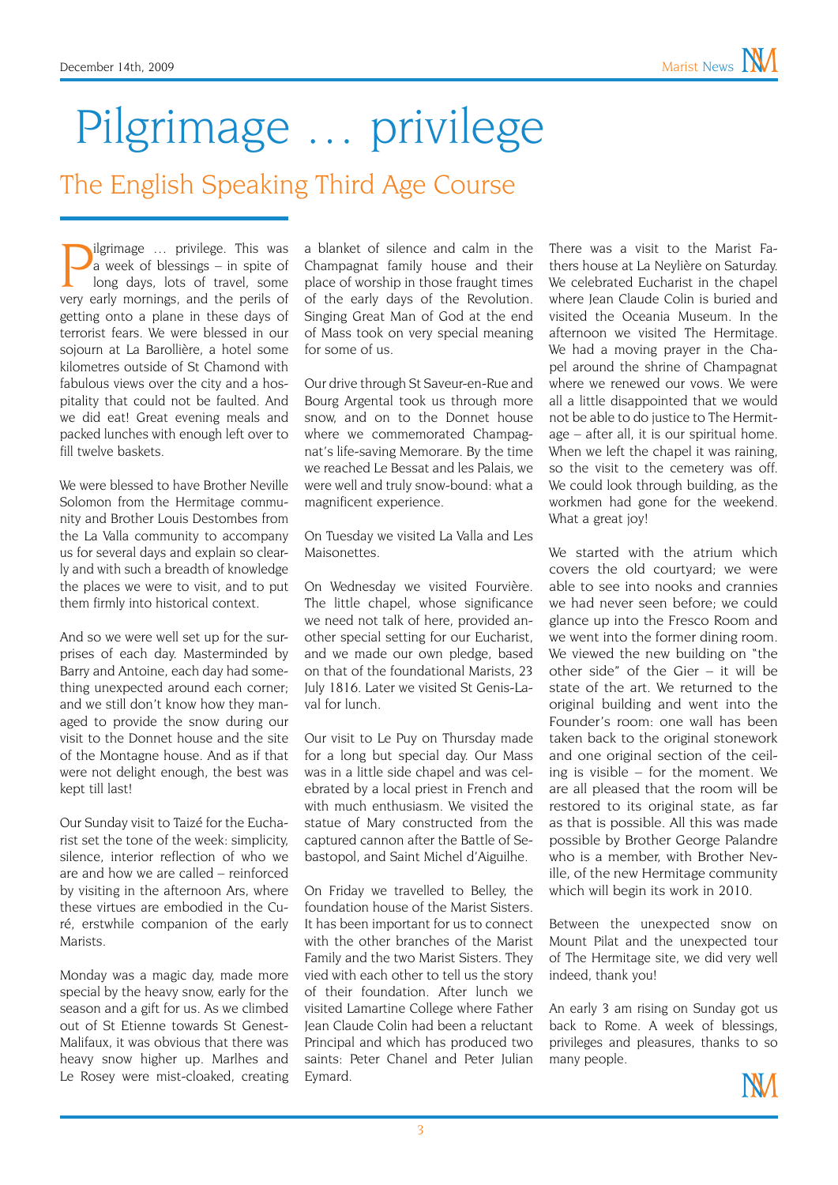# Pilgrimage … privilege

## The English Speaking Third Age Course

Pilgrimage … privilege. This was a week of blessings – in spite of long days, lots of travel, some very early mornings, and the perils of getting onto a plane in these days of terrorist fears. We were blessed in our sojourn at La Barollière, a hotel some kilometres outside of St Chamond with fabulous views over the city and a hospitality that could not be faulted. And we did eat! Great evening meals and packed lunches with enough left over to fill twelve baskets.

We were blessed to have Brother Neville Solomon from the Hermitage community and Brother Louis Destombes from the La Valla community to accompany us for several days and explain so clearly and with such a breadth of knowledge the places we were to visit, and to put them firmly into historical context.

And so we were well set up for the surprises of each day. Masterminded by Barry and Antoine, each day had something unexpected around each corner; and we still don't know how they managed to provide the snow during our visit to the Donnet house and the site of the Montagne house. And as if that were not delight enough, the best was kept till last!

Our Sunday visit to Taizé for the Eucharist set the tone of the week: simplicity, silence, interior reflection of who we are and how we are called – reinforced by visiting in the afternoon Ars, where these virtues are embodied in the Curé, erstwhile companion of the early Marists.

Monday was a magic day, made more special by the heavy snow, early for the season and a gift for us. As we climbed out of St Etienne towards St Genest-Malifaux, it was obvious that there was heavy snow higher up. Marlhes and Le Rosey were mist-cloaked, creating a blanket of silence and calm in the Champagnat family house and their place of worship in those fraught times of the early days of the Revolution. Singing Great Man of God at the end of Mass took on very special meaning for some of us.

Our drive through St Saveur-en-Rue and Bourg Argental took us through more snow, and on to the Donnet house where we commemorated Champagnat's life-saving Memorare. By the time we reached Le Bessat and les Palais, we were well and truly snow-bound: what a magnificent experience.

On Tuesday we visited La Valla and Les Maisonettes.

On Wednesday we visited Fourvière. The little chapel, whose significance we need not talk of here, provided another special setting for our Eucharist, and we made our own pledge, based on that of the foundational Marists, 23 July 1816. Later we visited St Genis-Laval for lunch.

Our visit to Le Puy on Thursday made for a long but special day. Our Mass was in a little side chapel and was celebrated by a local priest in French and with much enthusiasm. We visited the statue of Mary constructed from the captured cannon after the Battle of Sebastopol, and Saint Michel d'Aiguilhe.

On Friday we travelled to Belley, the foundation house of the Marist Sisters. It has been important for us to connect with the other branches of the Marist Family and the two Marist Sisters. They vied with each other to tell us the story of their foundation. After lunch we visited Lamartine College where Father Jean Claude Colin had been a reluctant Principal and which has produced two saints: Peter Chanel and Peter Julian Eymard.

There was a visit to the Marist Fathers house at La Neylière on Saturday. We celebrated Eucharist in the chapel where Jean Claude Colin is buried and visited the Oceania Museum. In the afternoon we visited The Hermitage. We had a moving prayer in the Chapel around the shrine of Champagnat where we renewed our vows. We were all a little disappointed that we would not be able to do justice to The Hermitage – after all, it is our spiritual home. When we left the chapel it was raining, so the visit to the cemetery was off. We could look through building, as the workmen had gone for the weekend. What a great joy!

We started with the atrium which covers the old courtyard; we were able to see into nooks and crannies we had never seen before; we could glance up into the Fresco Room and we went into the former dining room. We viewed the new building on "the other side" of the Gier – it will be state of the art. We returned to the original building and went into the Founder's room: one wall has been taken back to the original stonework and one original section of the ceiling is visible – for the moment. We are all pleased that the room will be restored to its original state, as far as that is possible. All this was made possible by Brother George Palandre who is a member, with Brother Neville, of the new Hermitage community which will begin its work in 2010.

Between the unexpected snow on Mount Pilat and the unexpected tour of The Hermitage site, we did very well indeed, thank you!

An early 3 am rising on Sunday got us back to Rome. A week of blessings, privileges and pleasures, thanks to so many people.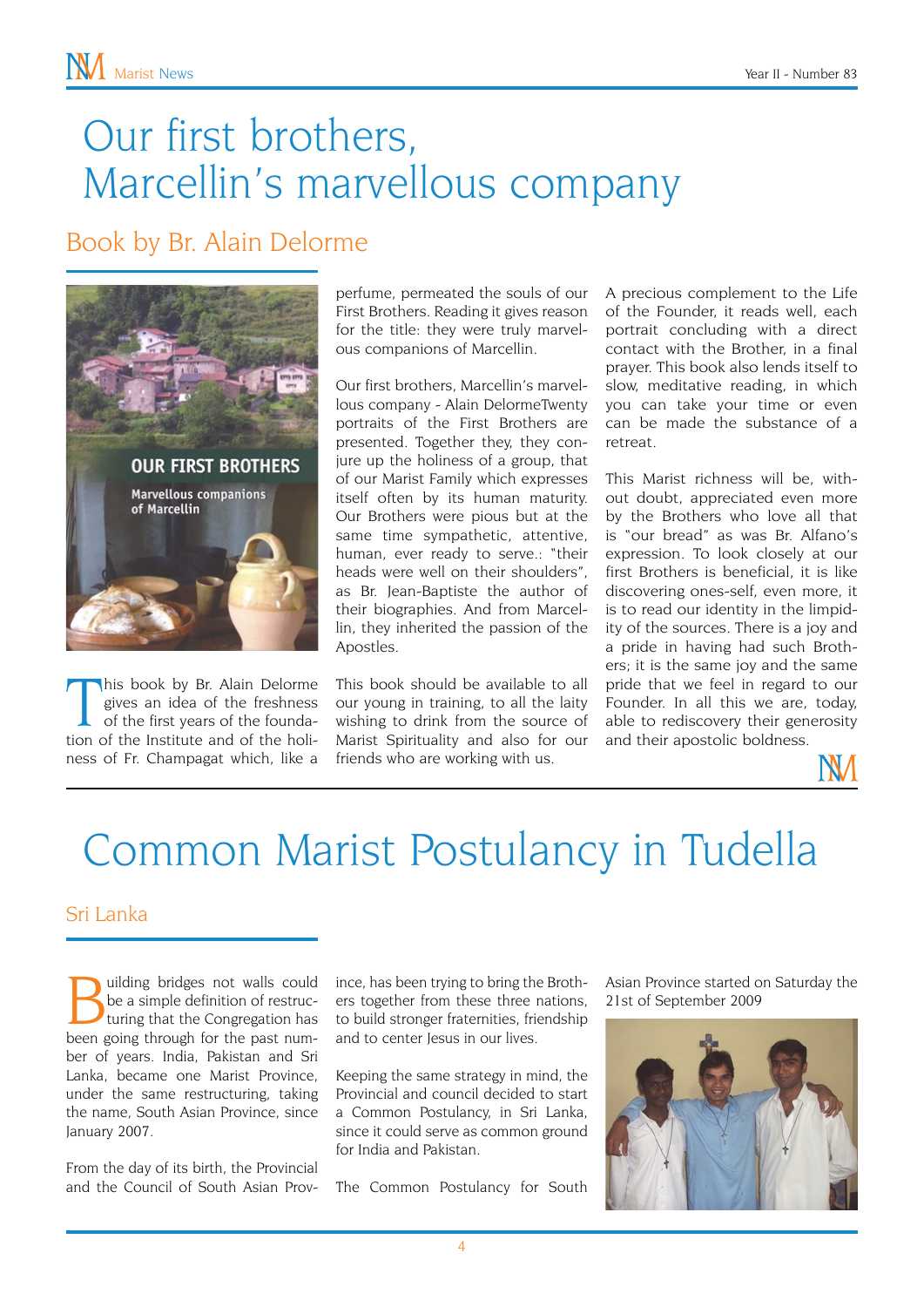# Our first brothers, Marcellin's marvellous company

## Book by Br. Alain Delorme

This book by Br. Alain Delorme gives an idea of the freshness of the first years of the foundation of the Institute and of the holiness of Fr. Champagat which, like a perfume, permeated the souls of our First Brothers. Reading it gives reason for the title: they were truly marvelous companions of Marcellin.

Our first brothers, Marcellin's marvellous company - Alain DelormeTwenty portraits of the First Brothers are presented. Together they, they conjure up the holiness of a group, that of our Marist Family which expresses itself often by its human maturity. Our Brothers were pious but at the same time sympathetic, attentive, human, ever ready to serve.: "their heads were well on their shoulders", as Br. Jean-Baptiste the author of their biographies. And from Marcellin, they inherited the passion of the Apostles.

This book should be available to all our young in training, to all the laity wishing to drink from the source of Marist Spirituality and also for our friends who are working with us.

A precious complement to the Life of the Founder, it reads well, each portrait concluding with a direct contact with the Brother, in a final prayer. This book also lends itself to slow, meditative reading, in which you can take your time or even can be made the substance of a retreat.

This Marist richness will be, without doubt, appreciated even more by the Brothers who love all that is "our bread" as was Br. Alfano's expression. To look closely at our first Brothers is beneficial, it is like discovering ones-self, even more, it is to read our identity in the limpidity of the sources. There is a joy and a pride in having had such Brothers; it is the same joy and the same pride that we feel in regard to our Founder. In all this we are, today, able to rediscovery their generosity and their apostolic boldness.

# Common Marist Postulancy in Tudella

## Sri Lanka

Building bridges not walls could be a simple definition of restructuring that the Congregation has been going through for the past number of years. India, Pakistan and Sri Lanka, became one Marist Province, under the same restructuring, taking the name, South Asian Province, since January 2007.

From the day of its birth, the Provincial and the Council of South Asian Province, has been trying to bring the Brothers together from these three nations, to build stronger fraternities, friendship and to center Jesus in our lives.

Keeping the same strategy in mind, the Provincial and council decided to start a Common Postulancy, in Sri Lanka, since it could serve as common ground for India and Pakistan.

The Common Postulancy for South Asian Province started on Saturday the 21st of September 2009